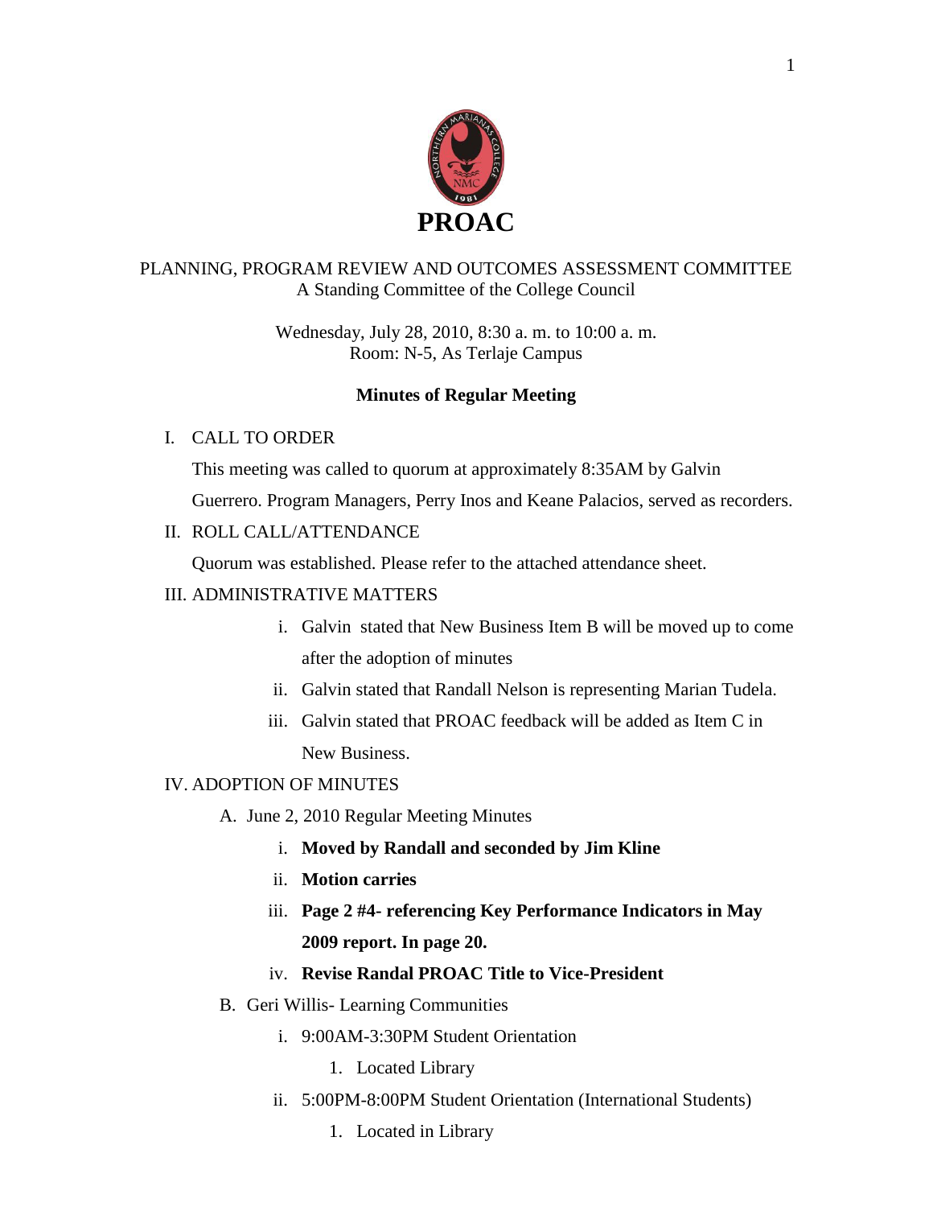# PROAC

PLANNING, PROGRAM REVIEW AND OUTCOMES ASSESSMENT COMMITTEE
A Standing Committee of the College Council

Wednesday, July 28, 2010, 8:30 a. m. to 10:00 a. m.
Room: N-5, As Terlaje Campus

## Minutes of Regular Meeting

I. CALL TO ORDER

This meeting was called to quorum at approximately 8:35AM by Galvin Guerrero. Program Managers, Perry Inos and Keane Palacios, served as recorders.

II. ROLL CALL/ATTENDANCE

Quorum was established. Please refer to the attached attendance sheet.

III. ADMINISTRATIVE MATTERS

- i. Galvin stated that New Business Item B will be moved up to come after the adoption of minutes
- ii. Galvin stated that Randall Nelson is representing Marian Tudela.
- iii. Galvin stated that PROAC feedback will be added as Item C in New Business.

IV. ADOPTION OF MINUTES

A. June 2, 2010 Regular Meeting Minutes

- i. **Moved by Randall and seconded by Jim Kline**
- ii. **Motion carries**
- iii. **Page 2 #4- referencing Key Performance Indicators in May 2009 report. In page 20.**
- iv. **Revise Randal PROAC Title to Vice-President**

B. Geri Willis- Learning Communities

- i. 9:00AM-3:30PM Student Orientation
  1. Located Library
- ii. 5:00PM-8:00PM Student Orientation (International Students)
  1. Located in Library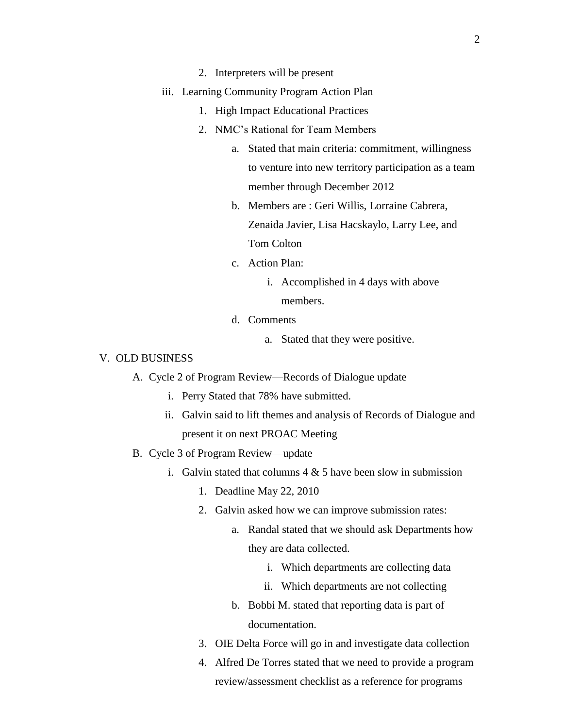2. Interpreters will be present

iii. Learning Community Program Action Plan

1. High Impact Educational Practices
2. NMC's Rational for Team Members
    a. Stated that main criteria: commitment, willingness to venture into new territory participation as a team member through December 2012
    b. Members are : Geri Willis, Lorraine Cabrera, Zenaida Javier, Lisa Hacskaylo, Larry Lee, and Tom Colton
    c. Action Plan:
        i. Accomplished in 4 days with above members.
    d. Comments
        a. Stated that they were positive.

V. OLD BUSINESS

A. Cycle 2 of Program Review—Records of Dialogue update

i. Perry Stated that 78% have submitted.

ii. Galvin said to lift themes and analysis of Records of Dialogue and present it on next PROAC Meeting

B. Cycle 3 of Program Review—update

i. Galvin stated that columns 4 & 5 have been slow in submission

1. Deadline May 22, 2010
2. Galvin asked how we can improve submission rates:
    a. Randal stated that we should ask Departments how they are data collected.
        i. Which departments are collecting data
        ii. Which departments are not collecting
    b. Bobbi M. stated that reporting data is part of documentation.
3. OIE Delta Force will go in and investigate data collection
4. Alfred De Torres stated that we need to provide a program review/assessment checklist as a reference for programs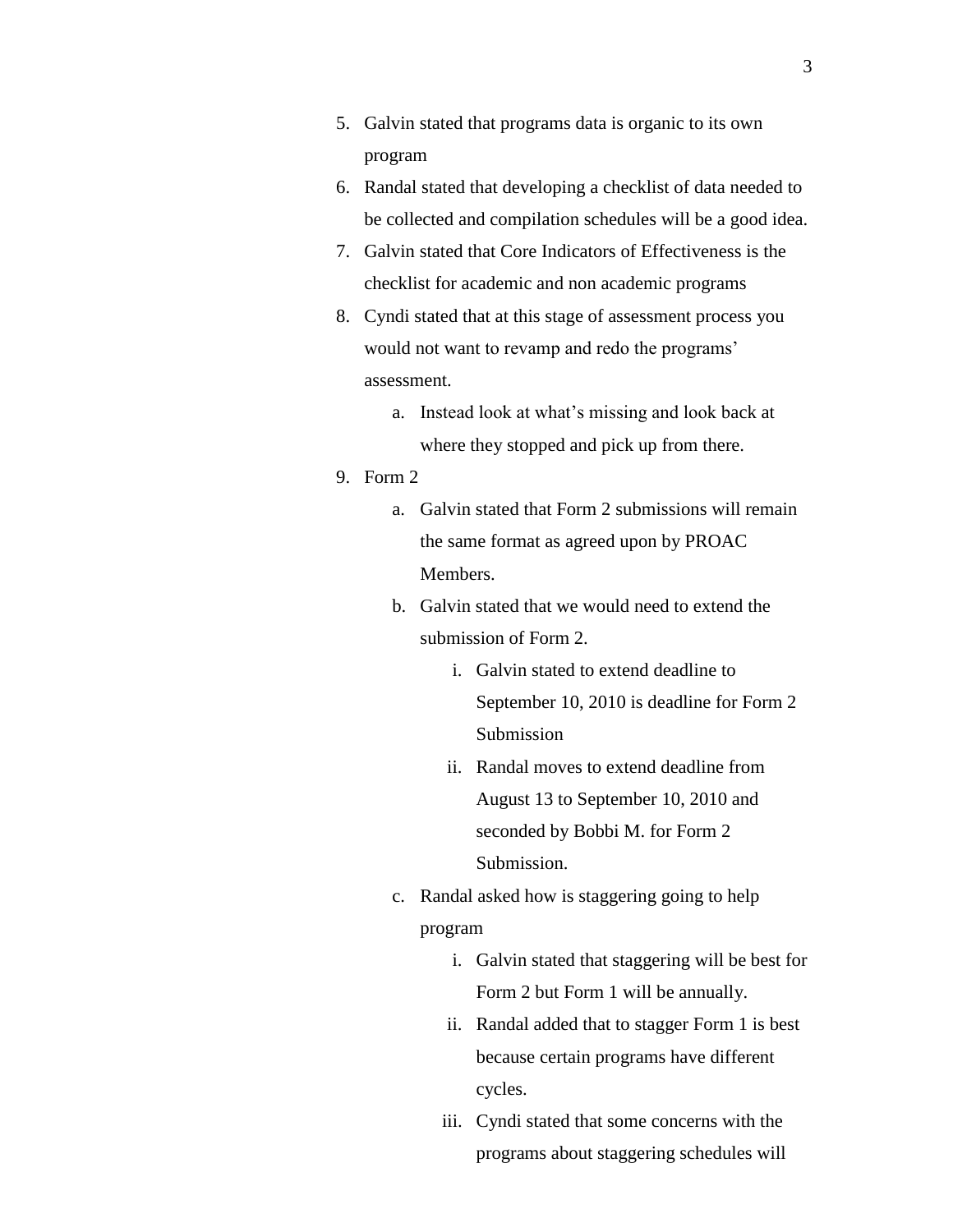5. Galvin stated that programs data is organic to its own program
6. Randal stated that developing a checklist of data needed to be collected and compilation schedules will be a good idea.
7. Galvin stated that Core Indicators of Effectiveness is the checklist for academic and non academic programs
8. Cyndi stated that at this stage of assessment process you would not want to revamp and redo the programs' assessment.
    a. Instead look at what's missing and look back at where they stopped and pick up from there.
9. Form 2
    a. Galvin stated that Form 2 submissions will remain the same format as agreed upon by PROAC Members.
    b. Galvin stated that we would need to extend the submission of Form 2.
        i. Galvin stated to extend deadline to September 10, 2010 is deadline for Form 2 Submission
        ii. Randal moves to extend deadline from August 13 to September 10, 2010 and seconded by Bobbi M. for Form 2 Submission.
    c. Randal asked how is staggering going to help program
        i. Galvin stated that staggering will be best for Form 2 but Form 1 will be annually.
        ii. Randal added that to stagger Form 1 is best because certain programs have different cycles.
        iii. Cyndi stated that some concerns with the programs about staggering schedules will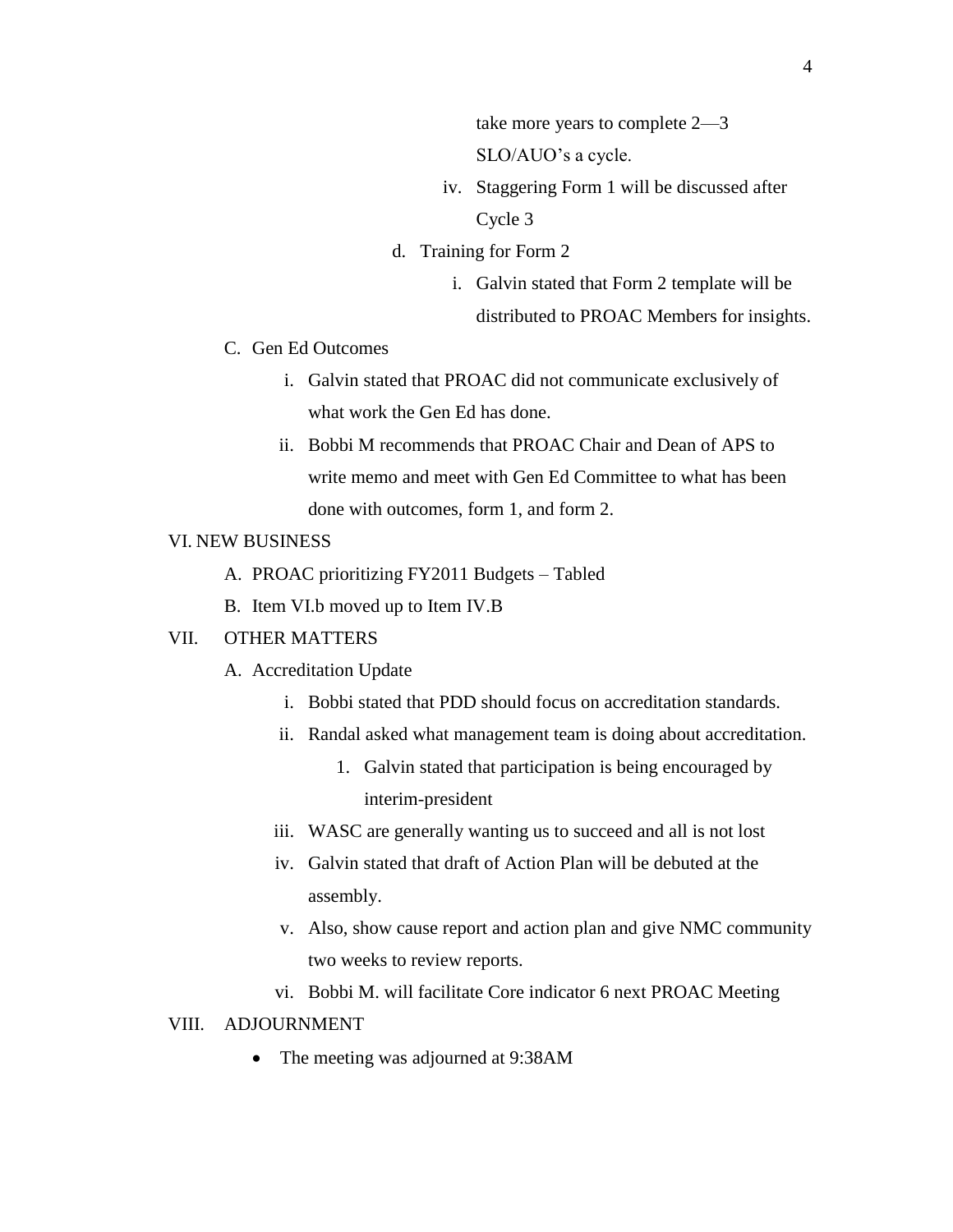take more years to complete 2—3 SLO/AUO's a cycle.

iv. Staggering Form 1 will be discussed after Cycle 3

d. Training for Form 2

i. Galvin stated that Form 2 template will be distributed to PROAC Members for insights.

C. Gen Ed Outcomes

i. Galvin stated that PROAC did not communicate exclusively of what work the Gen Ed has done.

ii. Bobbi M recommends that PROAC Chair and Dean of APS to write memo and meet with Gen Ed Committee to what has been done with outcomes, form 1, and form 2.

VI. NEW BUSINESS

A. PROAC prioritizing FY2011 Budgets – Tabled

B. Item VI.b moved up to Item IV.B

VII. OTHER MATTERS

A. Accreditation Update

i. Bobbi stated that PDD should focus on accreditation standards.

ii. Randal asked what management team is doing about accreditation.

1. Galvin stated that participation is being encouraged by interim-president

iii. WASC are generally wanting us to succeed and all is not lost

iv. Galvin stated that draft of Action Plan will be debuted at the assembly.

v. Also, show cause report and action plan and give NMC community two weeks to review reports.

vi. Bobbi M. will facilitate Core indicator 6 next PROAC Meeting

VIII. ADJOURNMENT

- The meeting was adjourned at 9:38AM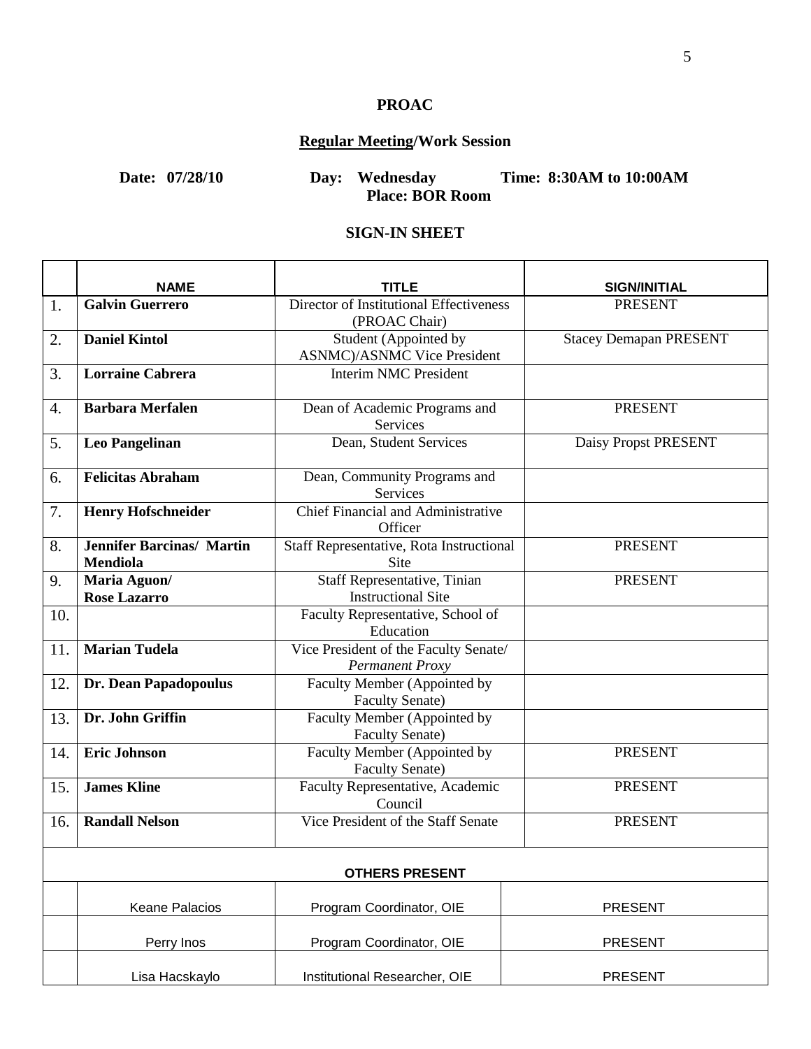# PROAC

## Regular Meeting/Work Session

**Date: 07/28/10** **Day: Wednesday** **Time: 8:30AM to 10:00AM**
**Place: BOR Room**

## SIGN-IN SHEET

| | NAME | TITLE | SIGN/INITIAL |
|---|---|---|---|
| 1. | **Galvin Guerrero** | Director of Institutional Effectiveness (PROAC Chair) | PRESENT |
| 2. | **Daniel Kintol** | Student (Appointed by ASNMC)/ASNMC Vice President | Stacey Demapan PRESENT |
| 3. | **Lorraine Cabrera** | Interim NMC President | |
| 4. | **Barbara Merfalen** | Dean of Academic Programs and Services | PRESENT |
| 5. | **Leo Pangelinan** | Dean, Student Services | Daisy Propst PRESENT |
| 6. | **Felicitas Abraham** | Dean, Community Programs and Services | |
| 7. | **Henry Hofschneider** | Chief Financial and Administrative Officer | |
| 8. | **Jennifer Barcinas/ Martin Mendiola** | Staff Representative, Rota Instructional Site | PRESENT |
| 9. | **Maria Aguon/ Rose Lazarro** | Staff Representative, Tinian Instructional Site | PRESENT |
| 10. | | Faculty Representative, School of Education | |
| 11. | **Marian Tudela** | Vice President of the Faculty Senate/ *Permanent Proxy* | |
| 12. | **Dr. Dean Papadopoulus** | Faculty Member (Appointed by Faculty Senate) | |
| 13. | **Dr. John Griffin** | Faculty Member (Appointed by Faculty Senate) | |
| 14. | **Eric Johnson** | Faculty Member (Appointed by Faculty Senate) | PRESENT |
| 15. | **James Kline** | Faculty Representative, Academic Council | PRESENT |
| 16. | **Randall Nelson** | Vice President of the Staff Senate | PRESENT |
| | **OTHERS PRESENT** | | |
| | Keane Palacios | Program Coordinator, OIE | PRESENT |
| | Perry Inos | Program Coordinator, OIE | PRESENT |
| | Lisa Hacskaylo | Institutional Researcher, OIE | PRESENT |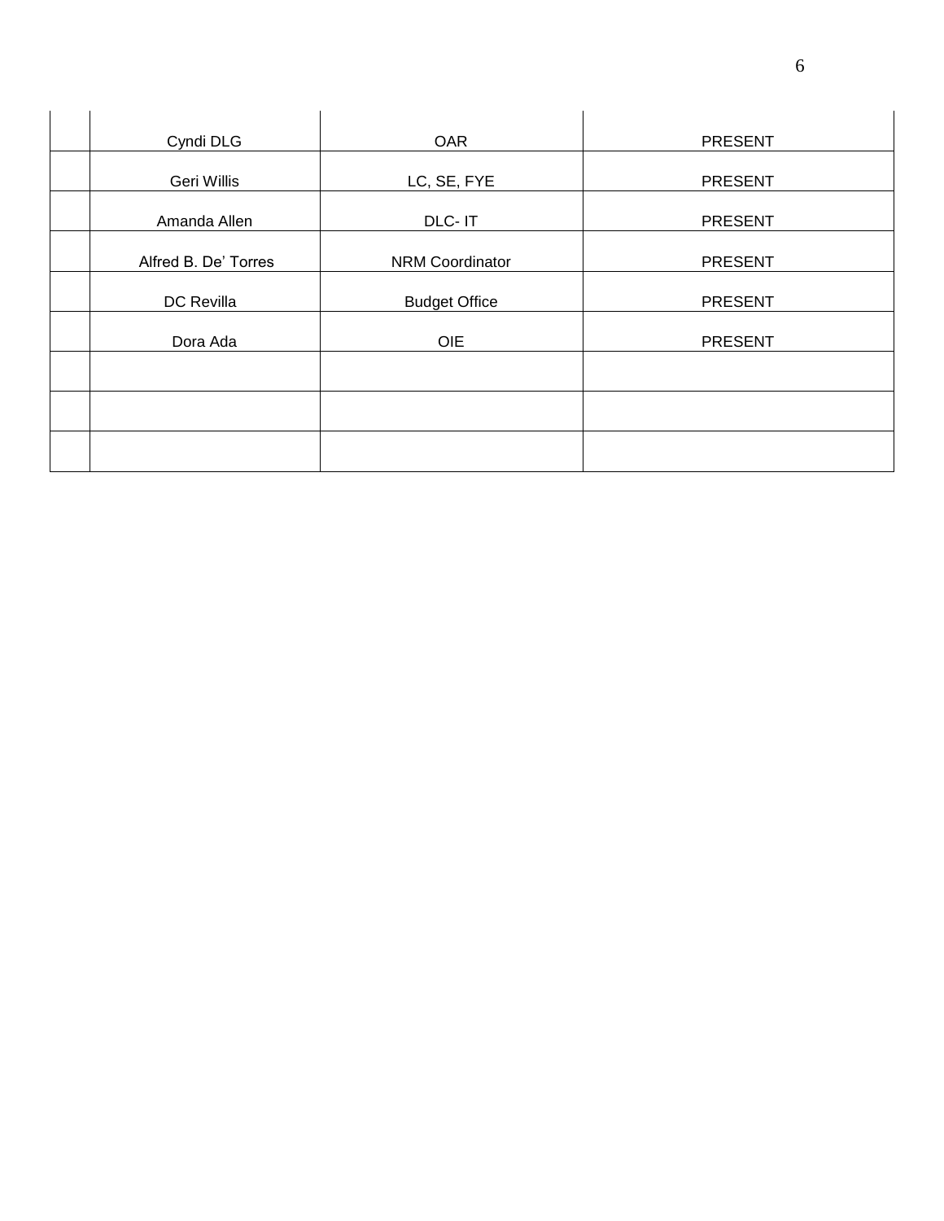| | | | |
|---|---|---|---|
| | Cyndi DLG | OAR | PRESENT |
| | Geri Willis | LC, SE, FYE | PRESENT |
| | Amanda Allen | DLC- IT | PRESENT |
| | Alfred B. De' Torres | NRM Coordinator | PRESENT |
| | DC Revilla | Budget Office | PRESENT |
| | Dora Ada | OIE | PRESENT |
| | | | |
| | | | |
| | | | |